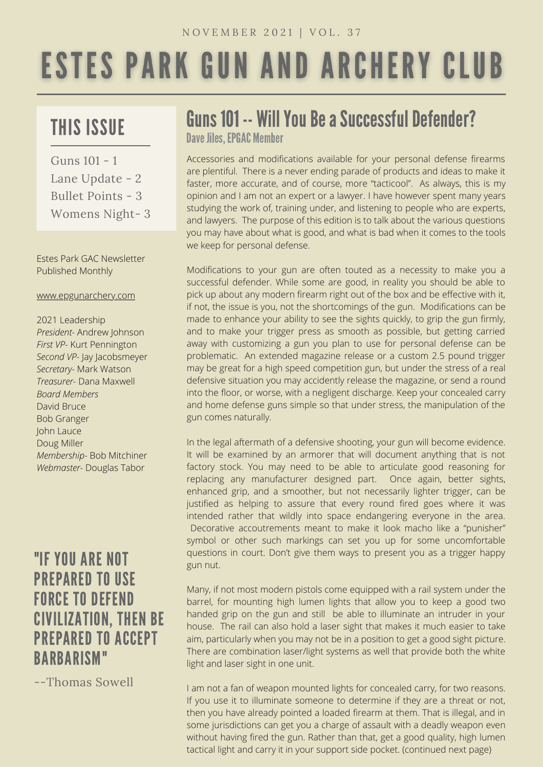NOVEMBER 2021 | VOL. 37

# ESTES PARK GUN AND ARCHERY CLUB

## THIS ISSUE

Guns 101 - 1
Lane Update - 2
Bullet Points - 3
Womens Night- 3

Estes Park GAC Newsletter
Published Monthly

www.epgunarchery.com

2021 Leadership
*President*- Andrew Johnson
*First VP*- Kurt Pennington
*Second VP*- Jay Jacobsmeyer
*Secretary*- Mark Watson
*Treasurer*- Dana Maxwell
*Board Members*
David Bruce
Bob Granger
John Lauce
Doug Miller
*Membership*- Bob Mitchiner
*Webmaster*- Douglas Tabor

## "IF YOU ARE NOT PREPARED TO USE FORCE TO DEFEND CIVILIZATION, THEN BE PREPARED TO ACCEPT BARBARISM"

--Thomas Sowell

## Guns 101 -- Will You Be a Successful Defender?

**Dave Jiles, EPGAC Member**

Accessories and modifications available for your personal defense firearms are plentiful. There is a never ending parade of products and ideas to make it faster, more accurate, and of course, more "tacticool". As always, this is my opinion and I am not an expert or a lawyer. I have however spent many years studying the work of, training under, and listening to people who are experts, and lawyers. The purpose of this edition is to talk about the various questions you may have about what is good, and what is bad when it comes to the tools we keep for personal defense.

Modifications to your gun are often touted as a necessity to make you a successful defender. While some are good, in reality you should be able to pick up about any modern firearm right out of the box and be effective with it, if not, the issue is you, not the shortcomings of the gun. Modifications can be made to enhance your ability to see the sights quickly, to grip the gun firmly, and to make your trigger press as smooth as possible, but getting carried away with customizing a gun you plan to use for personal defense can be problematic. An extended magazine release or a custom 2.5 pound trigger may be great for a high speed competition gun, but under the stress of a real defensive situation you may accidently release the magazine, or send a round into the floor, or worse, with a negligent discharge. Keep your concealed carry and home defense guns simple so that under stress, the manipulation of the gun comes naturally.

In the legal aftermath of a defensive shooting, your gun will become evidence. It will be examined by an armorer that will document anything that is not factory stock. You may need to be able to articulate good reasoning for replacing any manufacturer designed part. Once again, better sights, enhanced grip, and a smoother, but not necessarily lighter trigger, can be justified as helping to assure that every round fired goes where it was intended rather that wildly into space endangering everyone in the area. Decorative accoutrements meant to make it look macho like a "punisher" symbol or other such markings can set you up for some uncomfortable questions in court. Don't give them ways to present you as a trigger happy gun nut.

Many, if not most modern pistols come equipped with a rail system under the barrel, for mounting high lumen lights that allow you to keep a good two handed grip on the gun and still be able to illuminate an intruder in your house. The rail can also hold a laser sight that makes it much easier to take aim, particularly when you may not be in a position to get a good sight picture. There are combination laser/light systems as well that provide both the white light and laser sight in one unit.

I am not a fan of weapon mounted lights for concealed carry, for two reasons. If you use it to illuminate someone to determine if they are a threat or not, then you have already pointed a loaded firearm at them. That is illegal, and in some jurisdictions can get you a charge of assault with a deadly weapon even without having fired the gun. Rather than that, get a good quality, high lumen tactical light and carry it in your support side pocket. (continued next page)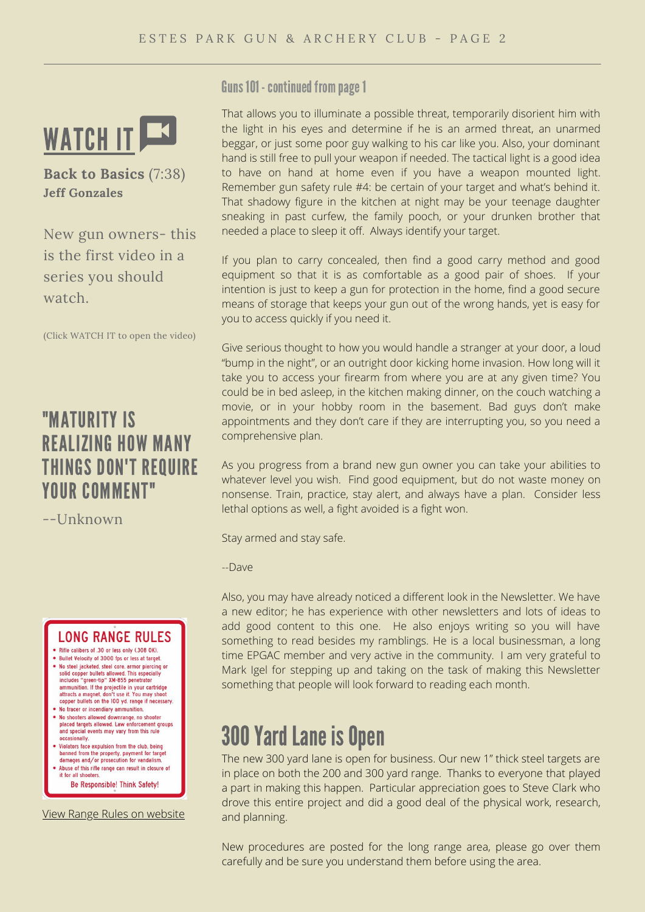## WATCH IT

**Back to Basics** (7:38)
**Jeff Gonzales**

New gun owners- this is the first video in a series you should watch.

(Click WATCH IT to open the video)

## "MATURITY IS REALIZING HOW MANY THINGS DON'T REQUIRE YOUR COMMENT"

--Unknown

**LONG RANGE RULES**

- Rifle calibers of .30 or less only (.308 OK).
- Bullet Velocity of 3000 fps or less at target.
- No steel jacketed, steel core, armor piercing or solid copper bullets allowed. This especially includes "green-tip" XM-855 penetrator ammunition. If the projectile in your cartridge attracts a magnet, don't use it. You may shoot copper bullets on the 100 yd. range if necessary.
- No tracer or incendiary ammunition.
- No shooters allowed downrange, no shooter placed targets allowed. Law enforcement groups and special events may vary from this rule occasionally.
- Violators face expulsion from the club, being banned from the property, payment for target damages and/or prosecution for vandalism.
- Abuse of this rifle range can result in closure of it for all shooters.

Be Responsible! Think Safety!

View Range Rules on website

### Guns 101 - continued from page 1

That allows you to illuminate a possible threat, temporarily disorient him with the light in his eyes and determine if he is an armed threat, an unarmed beggar, or just some poor guy walking to his car like you. Also, your dominant hand is still free to pull your weapon if needed. The tactical light is a good idea to have on hand at home even if you have a weapon mounted light. Remember gun safety rule #4: be certain of your target and what's behind it. That shadowy figure in the kitchen at night may be your teenage daughter sneaking in past curfew, the family pooch, or your drunken brother that needed a place to sleep it off. Always identify your target.

If you plan to carry concealed, then find a good carry method and good equipment so that it is as comfortable as a good pair of shoes. If your intention is just to keep a gun for protection in the home, find a good secure means of storage that keeps your gun out of the wrong hands, yet is easy for you to access quickly if you need it.

Give serious thought to how you would handle a stranger at your door, a loud "bump in the night", or an outright door kicking home invasion. How long will it take you to access your firearm from where you are at any given time? You could be in bed asleep, in the kitchen making dinner, on the couch watching a movie, or in your hobby room in the basement. Bad guys don't make appointments and they don't care if they are interrupting you, so you need a comprehensive plan.

As you progress from a brand new gun owner you can take your abilities to whatever level you wish. Find good equipment, but do not waste money on nonsense. Train, practice, stay alert, and always have a plan. Consider less lethal options as well, a fight avoided is a fight won.

Stay armed and stay safe.

--Dave

Also, you may have already noticed a different look in the Newsletter. We have a new editor; he has experience with other newsletters and lots of ideas to add good content to this one. He also enjoys writing so you will have something to read besides my ramblings. He is a local businessman, a long time EPGAC member and very active in the community. I am very grateful to Mark Igel for stepping up and taking on the task of making this Newsletter something that people will look forward to reading each month.

## 300 Yard Lane is Open

The new 300 yard lane is open for business. Our new 1" thick steel targets are in place on both the 200 and 300 yard range. Thanks to everyone that played a part in making this happen. Particular appreciation goes to Steve Clark who drove this entire project and did a good deal of the physical work, research, and planning.

New procedures are posted for the long range area, please go over them carefully and be sure you understand them before using the area.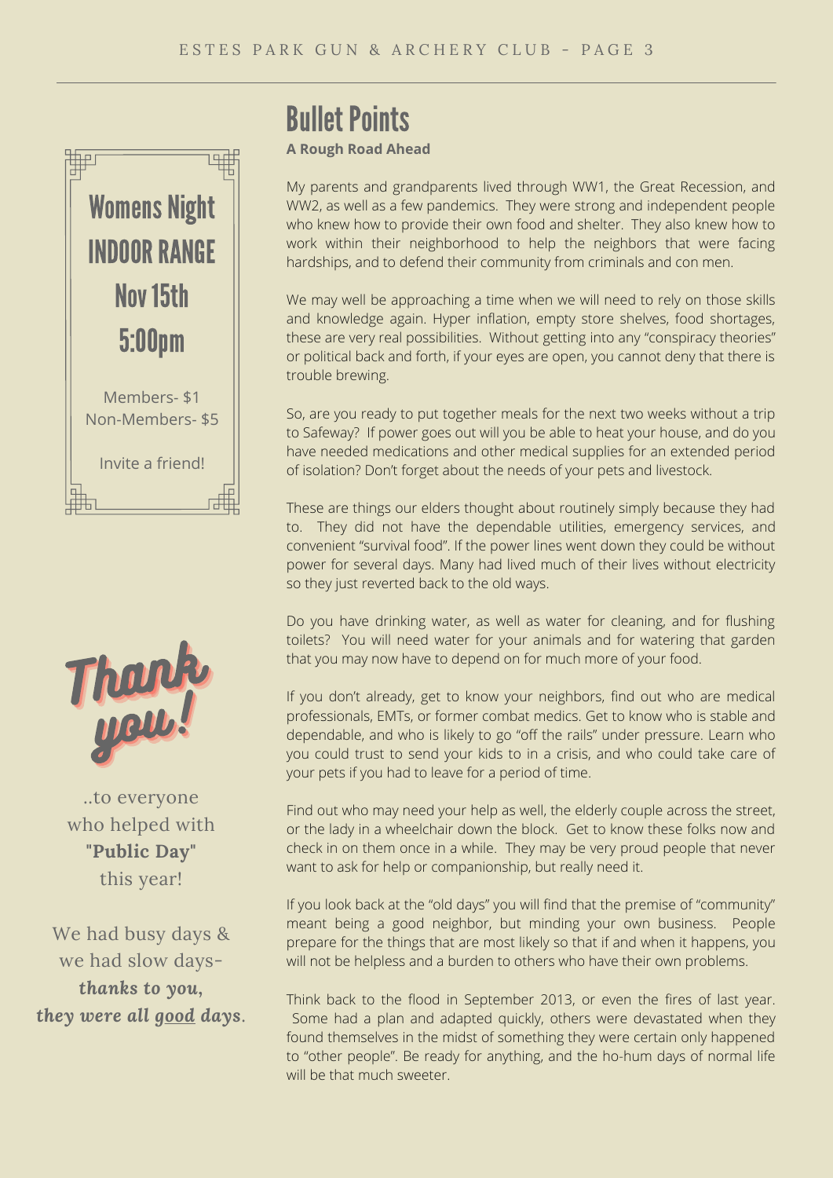## Womens Night INDOOR RANGE Nov 15th 5:00pm

Members- $1
Non-Members- $5

Invite a friend!

## Thank you!

..to everyone who helped with **"Public Day"** this year!

We had busy days & we had slow days- ***thanks to you, they were all good days.***

# Bullet Points

**A Rough Road Ahead**

My parents and grandparents lived through WW1, the Great Recession, and WW2, as well as a few pandemics. They were strong and independent people who knew how to provide their own food and shelter. They also knew how to work within their neighborhood to help the neighbors that were facing hardships, and to defend their community from criminals and con men.

We may well be approaching a time when we will need to rely on those skills and knowledge again. Hyper inflation, empty store shelves, food shortages, these are very real possibilities. Without getting into any "conspiracy theories" or political back and forth, if your eyes are open, you cannot deny that there is trouble brewing.

So, are you ready to put together meals for the next two weeks without a trip to Safeway? If power goes out will you be able to heat your house, and do you have needed medications and other medical supplies for an extended period of isolation? Don't forget about the needs of your pets and livestock.

These are things our elders thought about routinely simply because they had to. They did not have the dependable utilities, emergency services, and convenient "survival food". If the power lines went down they could be without power for several days. Many had lived much of their lives without electricity so they just reverted back to the old ways.

Do you have drinking water, as well as water for cleaning, and for flushing toilets? You will need water for your animals and for watering that garden that you may now have to depend on for much more of your food.

If you don't already, get to know your neighbors, find out who are medical professionals, EMTs, or former combat medics. Get to know who is stable and dependable, and who is likely to go "off the rails" under pressure. Learn who you could trust to send your kids to in a crisis, and who could take care of your pets if you had to leave for a period of time.

Find out who may need your help as well, the elderly couple across the street, or the lady in a wheelchair down the block. Get to know these folks now and check in on them once in a while. They may be very proud people that never want to ask for help or companionship, but really need it.

If you look back at the "old days" you will find that the premise of "community" meant being a good neighbor, but minding your own business. People prepare for the things that are most likely so that if and when it happens, you will not be helpless and a burden to others who have their own problems.

Think back to the flood in September 2013, or even the fires of last year. Some had a plan and adapted quickly, others were devastated when they found themselves in the midst of something they were certain only happened to "other people". Be ready for anything, and the ho-hum days of normal life will be that much sweeter.